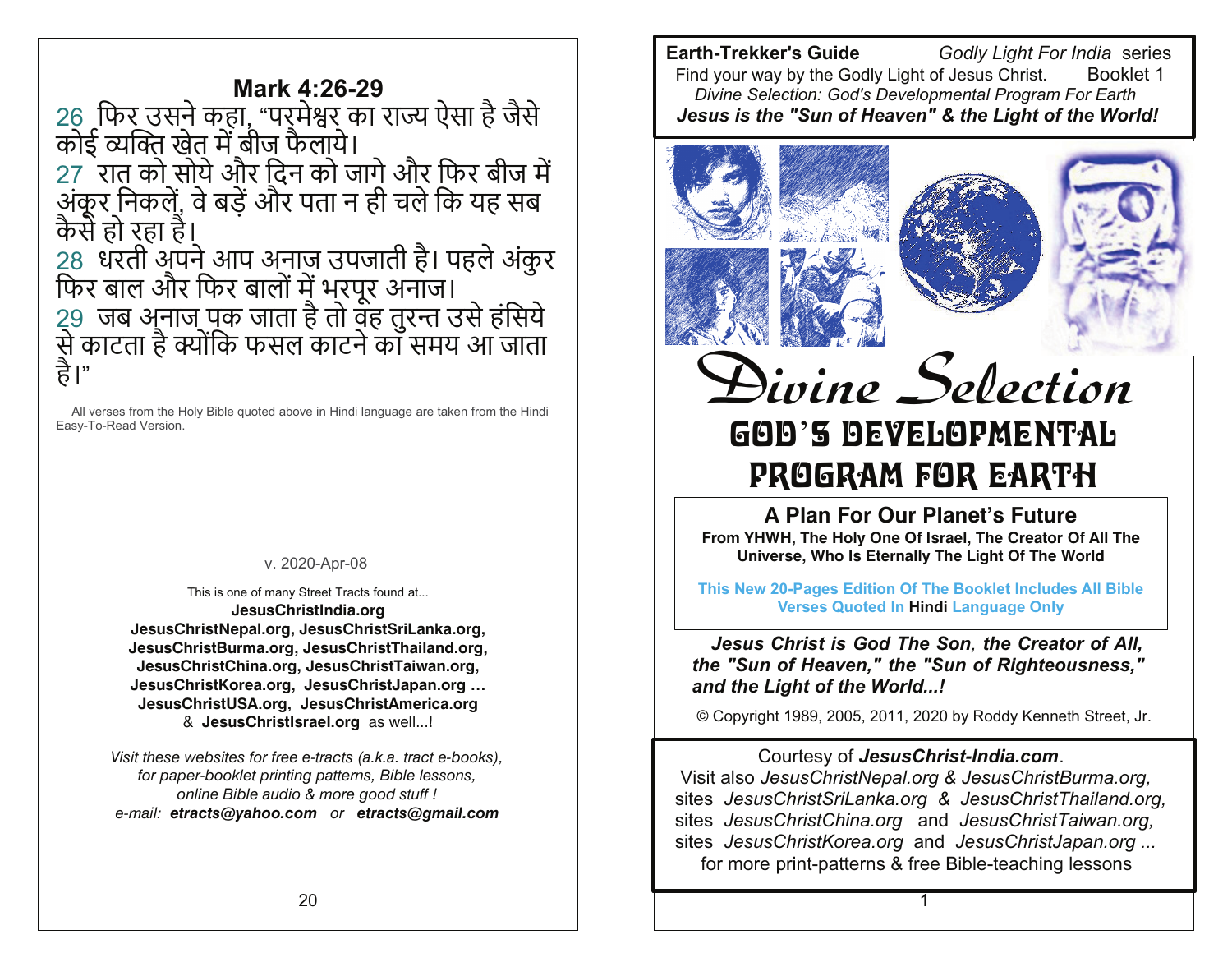## Mark 4:26-29

26 फिर उसने कहा, "परमेश्वर का राज्य ऐसा है जैसे कोई व्यक्ति खेत में बीज फैलाये।
27 रात को सोये और दिन को जागे और फिर बीज में अंकुर निकलें, वे बड़ें और पता न ही चले कि यह सब कैसे हो रहा है।
28 धरती अपने आप अनाज उपजाती है। पहले अंकुर फिर बाल और फिर बालों में भरपूर अनाज।
29 जब अनाज पक जाता है तो वह तुरन्त उसे हंसिये से काटता है क्योंकि फसल काटने का समय आ जाता है।"

All verses from the Holy Bible quoted above in Hindi language are taken from the Hindi Easy-To-Read Version.

v. 2020-Apr-08

This is one of many Street Tracts found at...
**JesusChristIndia.org**
**JesusChristNepal.org, JesusChristSriLanka.org,**
**JesusChristBurma.org, JesusChristThailand.org,**
**JesusChristChina.org, JesusChristTaiwan.org,**
**JesusChristKorea.org, JesusChristJapan.org ...**
**JesusChristUSA.org, JesusChristAmerica.org**
& **JesusChristIsrael.org** as well...!

*Visit these websites for free e-tracts (a.k.a. tract e-books), for paper-booklet printing patterns, Bible lessons, online Bible audio & more good stuff !*
*e-mail:* ***etracts@yahoo.com*** *or* ***etracts@gmail.com***

---

**Earth-Trekker's Guide** *Godly Light For India* series
Find your way by the Godly Light of Jesus Christ. Booklet 1
*Divine Selection: God's Developmental Program For Earth*
***Jesus is the "Sun of Heaven" & the Light of the World!***

# Divine Selection

## GOD'S DEVELOPMENTAL PROGRAM FOR EARTH

### A Plan For Our Planet's Future

**From YHWH, The Holy One Of Israel, The Creator Of All The Universe, Who Is Eternally The Light Of The World**

**This New 20-Pages Edition Of The Booklet Includes All Bible Verses Quoted In Hindi Language Only**

***Jesus Christ is God The Son, the Creator of All, the "Sun of Heaven," the "Sun of Righteousness," and the Light of the World...!***

© Copyright 1989, 2005, 2011, 2020 by Roddy Kenneth Street, Jr.

Courtesy of ***JesusChrist-India.com***.
Visit also *JesusChristNepal.org & JesusChristBurma.org,*
sites *JesusChristSriLanka.org & JesusChristThailand.org,*
sites *JesusChristChina.org* and *JesusChristTaiwan.org,*
sites *JesusChristKorea.org* and *JesusChristJapan.org ...*
for more print-patterns & free Bible-teaching lessons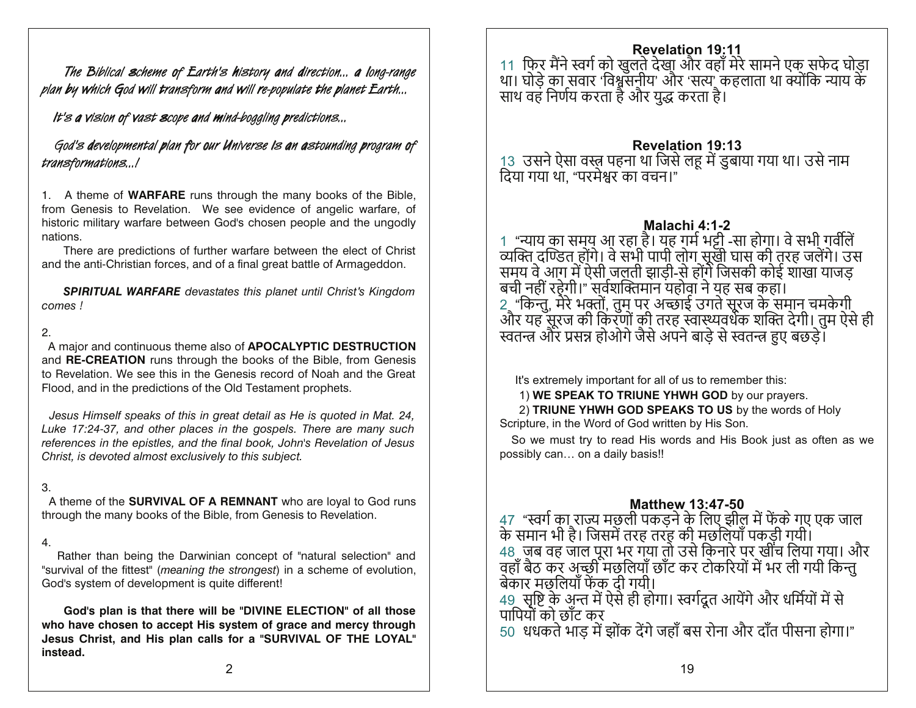*The Biblical scheme of Earth's history and direction... a long-range plan by which God will transform and will re-populate the planet Earth...*

*It's a vision of vast scope and mind-boggling predictions...*

*God's developmental plan for our Universe is an astounding program of transformations...!*

1. A theme of **WARFARE** runs through the many books of the Bible, from Genesis to Revelation. We see evidence of angelic warfare, of historic military warfare between God's chosen people and the ungodly nations.

There are predictions of further warfare between the elect of Christ and the anti-Christian forces, and of a final great battle of Armageddon.

***SPIRITUAL WARFARE*** *devastates this planet until Christ's Kingdom comes !*

2.
A major and continuous theme also of **APOCALYPTIC DESTRUCTION** and **RE-CREATION** runs through the books of the Bible, from Genesis to Revelation. We see this in the Genesis record of Noah and the Great Flood, and in the predictions of the Old Testament prophets.

*Jesus Himself speaks of this in great detail as He is quoted in Mat. 24, Luke 17:24-37, and other places in the gospels. There are many such references in the epistles, and the final book, John's Revelation of Jesus Christ, is devoted almost exclusively to this subject.*

3.
A theme of the **SURVIVAL OF A REMNANT** who are loyal to God runs through the many books of the Bible, from Genesis to Revelation.

4.
Rather than being the Darwinian concept of "natural selection" and "survival of the fittest" (*meaning the strongest*) in a scheme of evolution, God's system of development is quite different!

**God's plan is that there will be "DIVINE ELECTION" of all those who have chosen to accept His system of grace and mercy through Jesus Christ, and His plan calls for a "SURVIVAL OF THE LOYAL" instead.**

**Revelation 19:11**

11 फिर मैंने स्वर्ग को खुलते देखा और वहाँ मेरे सामने एक सफेद घोड़ा था। घोड़े का सवार 'विश्वसनीय' और 'सत्य' कहलाता था क्योंकि न्याय के साथ वह निर्णय करता है और युद्ध करता है।

**Revelation 19:13**

13 उसने ऐसा वस्त्र पहना था जिसे लहू में डुबाया गया था। उसे नाम दिया गया था, "परमेश्वर का वचन।"

**Malachi 4:1-2**

1 "न्याय का समय आ रहा है। यह गर्म भट्टी -सा होगा। वे सभी गर्वीलें व्यक्ति दण्डित होंगे। वे सभी पापी लोग सूखी घास की तरह जलेंगे। उस समय वे आग में ऐसी जलती झाड़ी-से होंगे जिसकी कोई शाखा याजड़ बची नहीं रहेगी।" सर्वशक्तिमान यहोवा ने यह सब कहा।
2 "किन्तु, मेरे भक्तों, तुम पर अच्छाई उगते सूरज के समान चमकेगी और यह सूरज की किरणों की तरह स्वास्थ्यवर्धक शक्ति देगी। तुम ऐसे ही स्वतन्त्र और प्रसन्न होओगे जैसे अपने बाड़े से स्वतन्त्र हुए बछड़े।

It's extremely important for all of us to remember this:
1) **WE SPEAK TO TRIUNE YHWH GOD** by our prayers.
2) **TRIUNE YHWH GOD SPEAKS TO US** by the words of Holy Scripture, in the Word of God written by His Son.

So we must try to read His words and His Book just as often as we possibly can… on a daily basis!!

**Matthew 13:47-50**

47 "स्वर्ग का राज्य मछली पकड़ने के लिए झील में फेंके गए एक जाल के समान भी है। जिसमें तरह तरह की मछलियाँ पकड़ी गयी।
48 जब वह जाल पूरा भर गया तो उसे किनारे पर खींच लिया गया। और वहाँ बैठ कर अच्छी मछलियाँ छाँट कर टोकरियों में भर ली गयी किन्तु बेकार मछलियाँ फेंक दी गयी।
49 सृष्टि के अन्त में ऐसे ही होगा। स्वर्गदूत आयेंगे और धर्मियों में से पापियों को छाँट कर
50 धधकते भाड़ में झोंक देंगे जहाँ बस रोना और दाँत पीसना होगा।"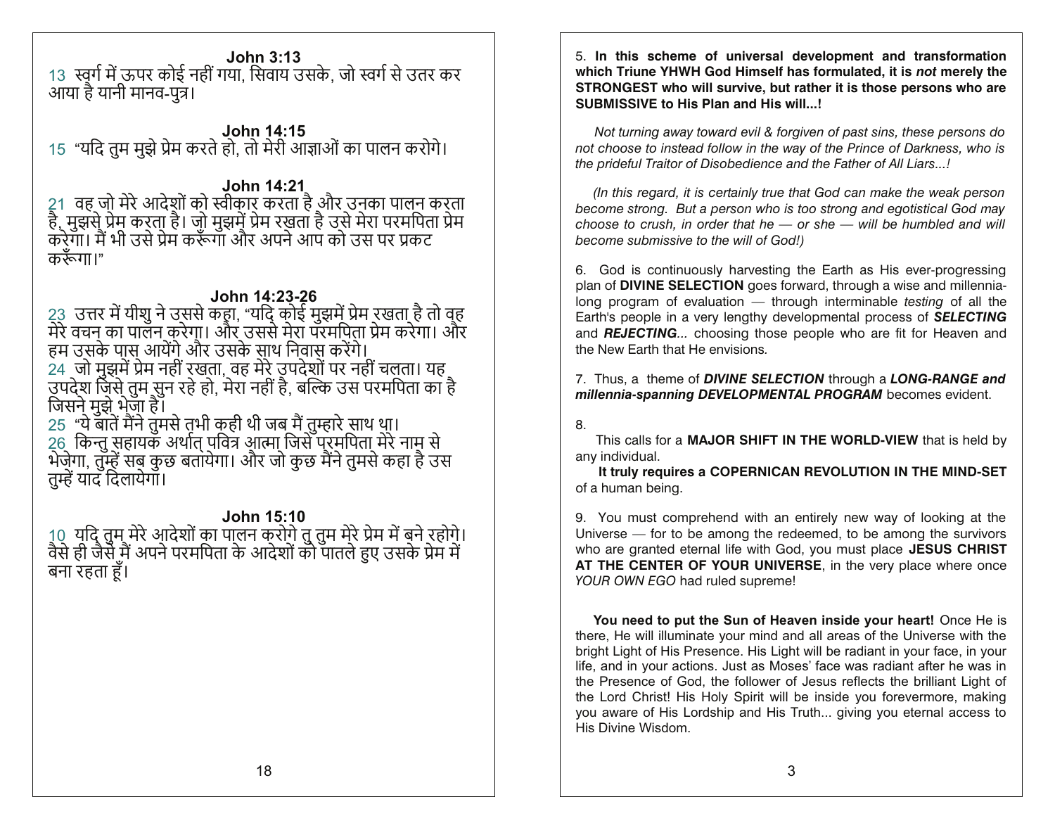**John 3:13**

13 स्वर्ग में ऊपर कोई नहीं गया, सिवाय उसके, जो स्वर्ग से उतर कर आया है यानी मानव-पुत्र।

**John 14:15**

15 "यदि तुम मुझे प्रेम करते हो, तो मेरी आज्ञाओं का पालन करोगे।

**John 14:21**

21 वह जो मेरे आदेशों को स्वीकार करता है और उनका पालन करता है, मुझसे प्रेम करता है। जो मुझमें प्रेम रखता है उसे मेरा परमपिता प्रेम करेगा। मैं भी उसे प्रेम करूँगा और अपने आप को उस पर प्रकट करूँगा।"

**John 14:23-26**

23 उत्तर में यीशु ने उससे कहा, "यदि कोई मुझमें प्रेम रखता है तो वह मेरे वचन का पालन करेगा। और उससे मेरा परमपिता प्रेम करेगा। और हम उसके पास आयेंगे और उसके साथ निवास करेंगे।
24 जो मुझमें प्रेम नहीं रखता, वह मेरे उपदेशों पर नहीं चलता। यह उपदेश जिसे तुम सुन रहे हो, मेरा नहीं है, बल्कि उस परमपिता का है जिसने मुझे भेजा है।
25 "ये बातें मैंने तुमसे तभी कही थी जब मैं तुम्हारे साथ था।
26 किन्तु सहायक अर्थात् पवित्र आत्मा जिसे परमपिता मेरे नाम से भेजेगा, तुम्हें सब कुछ बतायेगा। और जो कुछ मैंने तुमसे कहा है उस तुम्हें याद दिलायेगा।

**John 15:10**

10 यदि तुम मेरे आदेशों का पालन करोगे तु तुम मेरे प्रेम में बने रहोगे। वैसे ही जैसे मैं अपने परमपिता के आदेशों को पातले हुए उसके प्रेम में बना रहता हूँ।

5. **In this scheme of universal development and transformation which Triune YHWH God Himself has formulated, it is *not* merely the STRONGEST who will survive, but rather it is those persons who are SUBMISSIVE to His Plan and His will...!**

*Not turning away toward evil & forgiven of past sins, these persons do not choose to instead follow in the way of the Prince of Darkness, who is the prideful Traitor of Disobedience and the Father of All Liars...!*

*(In this regard, it is certainly true that God can make the weak person become strong. But a person who is too strong and egotistical God may choose to crush, in order that he — or she — will be humbled and will become submissive to the will of God!)*

6. God is continuously harvesting the Earth as His ever-progressing plan of **DIVINE SELECTION** goes forward, through a wise and millennia-long program of evaluation — through interminable *testing* of all the Earth's people in a very lengthy developmental process of ***SELECTING*** and ***REJECTING***... choosing those people who are fit for Heaven and the New Earth that He envisions.

7. Thus, a theme of ***DIVINE SELECTION*** through a ***LONG-RANGE and millennia-spanning DEVELOPMENTAL PROGRAM*** becomes evident.

8.

This calls for a **MAJOR SHIFT IN THE WORLD-VIEW** that is held by any individual.

**It truly requires a COPERNICAN REVOLUTION IN THE MIND-SET** of a human being.

9. You must comprehend with an entirely new way of looking at the Universe — for to be among the redeemed, to be among the survivors who are granted eternal life with God, you must place **JESUS CHRIST AT THE CENTER OF YOUR UNIVERSE**, in the very place where once *YOUR OWN EGO* had ruled supreme!

**You need to put the Sun of Heaven inside your heart!** Once He is there, He will illuminate your mind and all areas of the Universe with the bright Light of His Presence. His Light will be radiant in your face, in your life, and in your actions. Just as Moses' face was radiant after he was in the Presence of God, the follower of Jesus reflects the brilliant Light of the Lord Christ! His Holy Spirit will be inside you forevermore, making you aware of His Lordship and His Truth... giving you eternal access to His Divine Wisdom.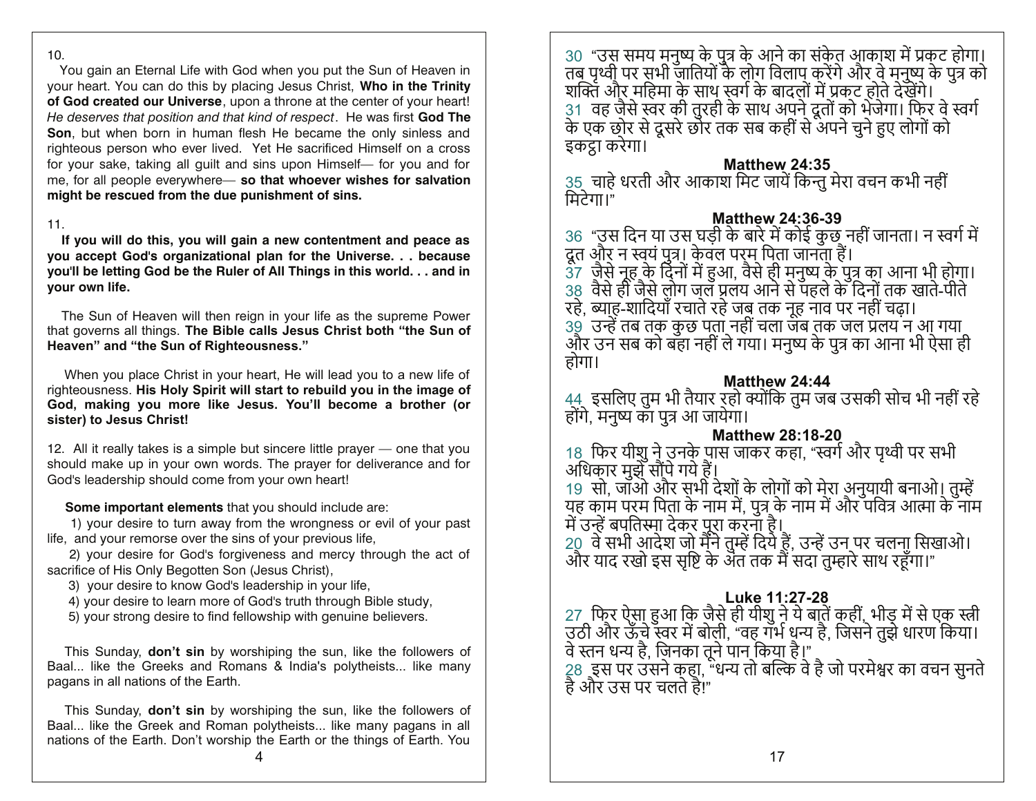10.

You gain an Eternal Life with God when you put the Sun of Heaven in your heart. You can do this by placing Jesus Christ, **Who in the Trinity of God created our Universe**, upon a throne at the center of your heart! *He deserves that position and that kind of respect*. He was first **God The Son**, but when born in human flesh He became the only sinless and righteous person who ever lived. Yet He sacrificed Himself on a cross for your sake, taking all guilt and sins upon Himself— for you and for me, for all people everywhere— **so that whoever wishes for salvation might be rescued from the due punishment of sins.**

11.

**If you will do this, you will gain a new contentment and peace as you accept God's organizational plan for the Universe. . . because you'll be letting God be the Ruler of All Things in this world. . . and in your own life.**

The Sun of Heaven will then reign in your life as the supreme Power that governs all things. **The Bible calls Jesus Christ both "the Sun of Heaven" and "the Sun of Righteousness."**

When you place Christ in your heart, He will lead you to a new life of righteousness. **His Holy Spirit will start to rebuild you in the image of God, making you more like Jesus. You'll become a brother (or sister) to Jesus Christ!**

12. All it really takes is a simple but sincere little prayer — one that you should make up in your own words. The prayer for deliverance and for God's leadership should come from your own heart!

**Some important elements** that you should include are:

1) your desire to turn away from the wrongness or evil of your past life, and your remorse over the sins of your previous life,

2) your desire for God's forgiveness and mercy through the act of sacrifice of His Only Begotten Son (Jesus Christ),

3) your desire to know God's leadership in your life,

4) your desire to learn more of God's truth through Bible study,

5) your strong desire to find fellowship with genuine believers.

This Sunday, **don't sin** by worshiping the sun, like the followers of Baal... like the Greeks and Romans & India's polytheists... like many pagans in all nations of the Earth.

This Sunday, **don't sin** by worshiping the sun, like the followers of Baal... like the Greek and Roman polytheists... like many pagans in all nations of the Earth. Don't worship the Earth or the things of Earth. You

30 "उस समय मनुष्य के पुत्र के आने का संकेत आकाश में प्रकट होगा। तब पृथ्वी पर सभी जातियों के लोग विलाप करेंगे और वे मनुष्य के पुत्र को शक्ति और महिमा के साथ स्वर्ग के बादलों में प्रकट होते देखेंगे।
31 वह जैसे स्वर की तुरही के साथ अपने दूतों को भेजेगा। फिर वे स्वर्ग के एक छोर से दूसरे छोर तक सब कहीं से अपने चुने हुए लोगों को इकट्ठा करेगा।

**Matthew 24:35**

35 चाहे धरती और आकाश मिट जायें किन्तु मेरा वचन कभी नहीं मिटेगा।"

**Matthew 24:36-39**

36 "उस दिन या उस घड़ी के बारे में कोई कुछ नहीं जानता। न स्वर्ग में दूत और न स्वयं पुत्र। केवल परम पिता जानता हैं।
37 जैसे नूह के दिनों में हुआ, वैसे ही मनुष्य के पुत्र का आना भी होगा।
38 वैसे ही जैसे लोग जल प्रलय आने से पहले के दिनों तक खाते-पीते रहे, ब्याह-शादियाँ रचाते रहे जब तक नूह नाव पर नहीं चढ़ा।
39 उन्हें तब तक कुछ पता नहीं चला जब तक जल प्रलय न आ गया और उन सब को बहा नहीं ले गया। मनुष्य के पुत्र का आना भी ऐसा ही होगा।

**Matthew 24:44**

44 इसलिए तुम भी तैयार रहो क्योंकि तुम जब उसकी सोच भी नहीं रहे होंगे, मनुष्य का पुत्र आ जायेगा।

**Matthew 28:18-20**

18 फिर यीशु ने उनके पास जाकर कहा, "स्वर्ग और पृथ्वी पर सभी अधिकार मुझे सौंपे गये हैं।
19 सो, जाओ और सभी देशों के लोगों को मेरा अनुयायी बनाओ। तुम्हें यह काम परम पिता के नाम में, पुत्र के नाम में और पवित्र आत्मा के नाम में उन्हें बपतिस्मा देकर पूरा करना है।
20 वे सभी आदेश जो मैंने तुम्हें दिये हैं, उन्हें उन पर चलना सिखाओ। और याद रखो इस सृष्टि के अंत तक मैं सदा तुम्हारे साथ रहूँगा।"

**Luke 11:27-28**

27 फिर ऐसा हुआ कि जैसे ही यीशु ने ये बातें कहीं, भीड़ में से एक स्त्री उठी और ऊँचे स्वर में बोली, "वह गर्भ धन्य है, जिसने तुझे धारण किया। वे स्तन धन्य है, जिनका तूने पान किया है।"
28 इस पर उसने कहा, "धन्य तो बल्कि वे है जो परमेश्वर का वचन सुनते है और उस पर चलते है!"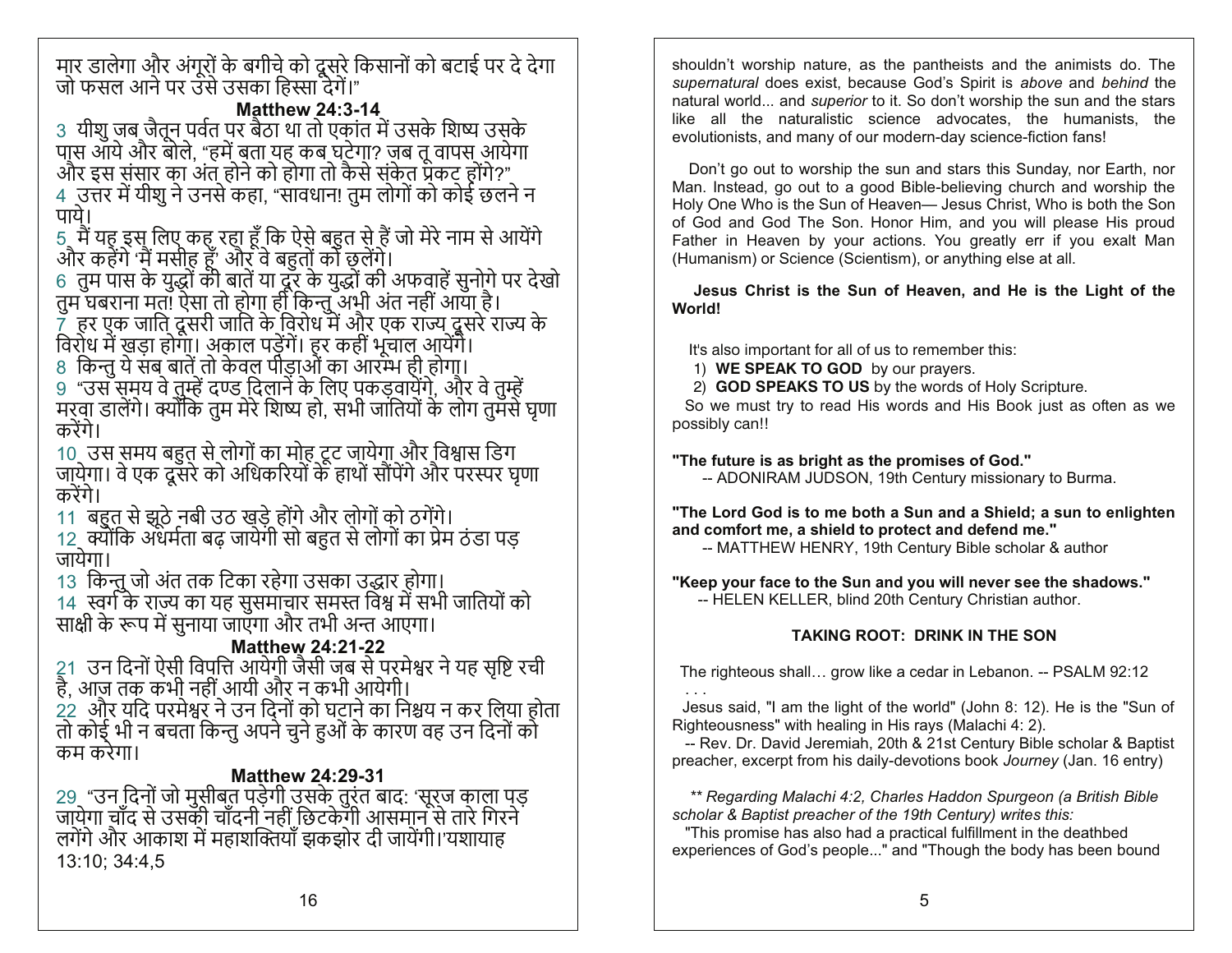मार डालेगा और अंगूरों के बगीचे को दूसरे किसानों को बटाई पर दे देगा जो फसल आने पर उसे उसका हिस्सा देगें।"

**Matthew 24:3-14**

3 यीशु जब जैतून पर्वत पर बैठा था तो एकांत में उसके शिष्य उसके पास आये और बोले, "हमें बता यह कब घटेगा? जब तू वापस आयेगा और इस संसार का अंत होने को होगा तो कैसे संकेत प्रकट होंगे?"
4 उत्तर में यीशु ने उनसे कहा, "सावधान! तुम लोगों को कोई छलने न पाये।
5 मैं यह इस लिए कह रहा हूँ कि ऐसे बहुत से हैं जो मेरे नाम से आयेंगे और कहेंगे 'मैं मसीह हूँ' और वे बहुतों को छलेंगे।
6 तुम पास के युद्धों की बातें या दूर के युद्धों की अफवाहें सुनोगे पर देखो तुम घबराना मत! ऐसा तो होगा ही किन्तु अभी अंत नहीं आया है।
7 हर एक जाति दूसरी जाति के विरोध में और एक राज्य दूसरे राज्य के विरोध में खड़ा होगा। अकाल पड़ेंगें। हर कहीं भूचाल आयेंगे।
8 किन्तु ये सब बातें तो केवल पीड़ाओं का आरम्भ ही होगा।
9 "उस समय वे तुम्हें दण्ड दिलाने के लिए पकड़वायेंगे, और वे तुम्हें मरवा डालेंगे। क्योंकि तुम मेरे शिष्य हो, सभी जातियों के लोग तुमसे घृणा करेंगे।
10 उस समय बहुत से लोगों का मोह टूट जायेगा और विश्वास डिग जायेगा। वे एक दूसरे को अधिकरियों के हाथों सौंपेंगे और परस्पर घृणा करेंगे।
11 बहुत से झूठे नबी उठ खड़े होंगे और लोगों को ठगेंगे।
12 क्योंकि अधर्मता बढ़ जायेगी सो बहुत से लोगों का प्रेम ठंडा पड़ जायेगा।
13 किन्तु जो अंत तक टिका रहेगा उसका उद्धार होगा।
14 स्वर्ग के राज्य का यह सुसमाचार समस्त विश्व में सभी जातियों को साक्षी के रूप में सुनाया जाएगा और तभी अन्त आएगा।

**Matthew 24:21-22**

21 उन दिनों ऐसी विपत्ति आयेगी जैसी जब से परमेश्वर ने यह सृष्टि रची है, आज तक कभी नहीं आयी और न कभी आयेगी।
22 और यदि परमेश्वर ने उन दिनों को घटाने का निश्चय न कर लिया होता तो कोई भी न बचता किन्तु अपने चुने हुओं के कारण वह उन दिनों को कम करेगा।

**Matthew 24:29-31**

29 "उन दिनों जो मुसीबत पड़ेगी उसके तुरंत बाद: 'सूरज काला पड़ जायेगा चाँद से उसकी चाँदनी नहीं छिटकेगी आसमान से तारे गिरने लगेंगे और आकाश में महाशक्तियाँ झकझोर दी जायेंगी।'यशायाह 13:10; 34:4,5

shouldn't worship nature, as the pantheists and the animists do. The *supernatural* does exist, because God's Spirit is *above* and *behind* the natural world... and *superior* to it. So don't worship the sun and the stars like all the naturalistic science advocates, the humanists, the evolutionists, and many of our modern-day science-fiction fans!

Don't go out to worship the sun and stars this Sunday, nor Earth, nor Man. Instead, go out to a good Bible-believing church and worship the Holy One Who is the Sun of Heaven— Jesus Christ, Who is both the Son of God and God The Son. Honor Him, and you will please His proud Father in Heaven by your actions. You greatly err if you exalt Man (Humanism) or Science (Scientism), or anything else at all.

**Jesus Christ is the Sun of Heaven, and He is the Light of the World!**

It's also important for all of us to remember this:

1) **WE SPEAK TO GOD** by our prayers.
2) **GOD SPEAKS TO US** by the words of Holy Scripture.

So we must try to read His words and His Book just as often as we possibly can!!

**"The future is as bright as the promises of God."**
-- ADONIRAM JUDSON, 19th Century missionary to Burma.

**"The Lord God is to me both a Sun and a Shield; a sun to enlighten and comfort me, a shield to protect and defend me."**
-- MATTHEW HENRY, 19th Century Bible scholar & author

**"Keep your face to the Sun and you will never see the shadows."**
-- HELEN KELLER, blind 20th Century Christian author.

**TAKING ROOT: DRINK IN THE SON**

The righteous shall… grow like a cedar in Lebanon. -- PSALM 92:12
. . .
Jesus said, "I am the light of the world" (John 8: 12). He is the "Sun of Righteousness" with healing in His rays (Malachi 4: 2).
-- Rev. Dr. David Jeremiah, 20th & 21st Century Bible scholar & Baptist preacher, excerpt from his daily-devotions book *Journey* (Jan. 16 entry)

*** Regarding Malachi 4:2, Charles Haddon Spurgeon (a British Bible scholar & Baptist preacher of the 19th Century) writes this:*
"This promise has also had a practical fulfillment in the deathbed experiences of God's people..." and "Though the body has been bound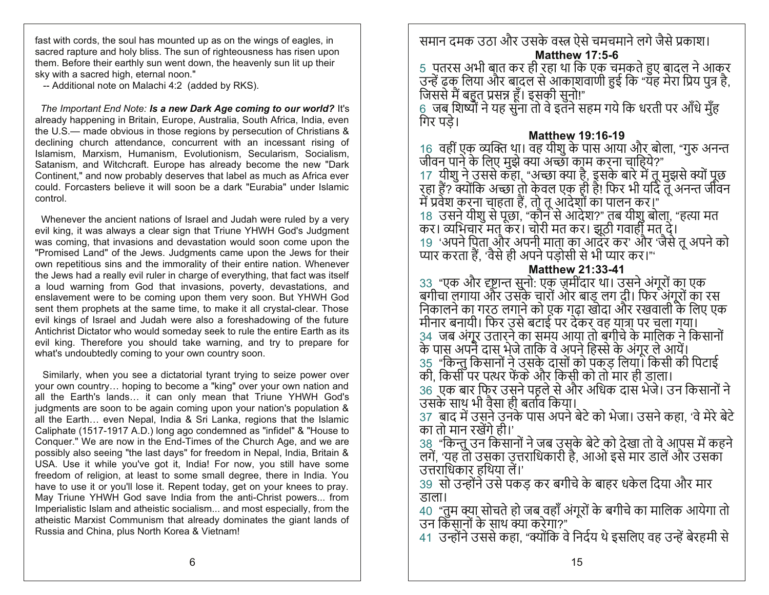fast with cords, the soul has mounted up as on the wings of eagles, in sacred rapture and holy bliss. The sun of righteousness has risen upon them. Before their earthly sun went down, the heavenly sun lit up their sky with a sacred high, eternal noon."

-- Additional note on Malachi 4:2 (added by RKS).

*The Important End Note:* ***Is a new Dark Age coming to our world?*** It's already happening in Britain, Europe, Australia, South Africa, India, even the U.S.— made obvious in those regions by persecution of Christians & declining church attendance, concurrent with an incessant rising of Islamism, Marxism, Humanism, Evolutionism, Secularism, Socialism, Satanism, and Witchcraft. Europe has already become the new "Dark Continent," and now probably deserves that label as much as Africa ever could. Forcasters believe it will soon be a dark "Eurabia" under Islamic control.

Whenever the ancient nations of Israel and Judah were ruled by a very evil king, it was always a clear sign that Triune YHWH God's Judgment was coming, that invasions and devastation would soon come upon the "Promised Land" of the Jews. Judgments came upon the Jews for their own repetitious sins and the immorality of their entire nation. Whenever the Jews had a really evil ruler in charge of everything, that fact was itself a loud warning from God that invasions, poverty, devastations, and enslavement were to be coming upon them very soon. But YHWH God sent them prophets at the same time, to make it all crystal-clear. Those evil kings of Israel and Judah were also a foreshadowing of the future Antichrist Dictator who would someday seek to rule the entire Earth as its evil king. Therefore you should take warning, and try to prepare for what's undoubtedly coming to your own country soon.

Similarly, when you see a dictatorial tyrant trying to seize power over your own country… hoping to become a "king" over your own nation and all the Earth's lands… it can only mean that Triune YHWH God's judgments are soon to be again coming upon your nation's population & all the Earth… even Nepal, India & Sri Lanka, regions that the Islamic Caliphate (1517-1917 A.D.) long ago condemned as "infidel" & "House to Conquer." We are now in the End-Times of the Church Age, and we are possibly also seeing "the last days" for freedom in Nepal, India, Britain & USA. Use it while you've got it, India! For now, you still have some freedom of religion, at least to some small degree, there in India. You have to use it or you'll lose it. Repent today, get on your knees to pray. May Triune YHWH God save India from the anti-Christ powers... from Imperialistic Islam and atheistic socialism... and most especially, from the atheistic Marxist Communism that already dominates the giant lands of Russia and China, plus North Korea & Vietnam!

समान दमक उठा और उसके वस्त्र ऐसे चमचमाने लगे जैसे प्रकाश।

**Matthew 17:5-6**

5 पतरस अभी बात कर ही रहा था कि एक चमकते हुए बादल ने आकर उन्हें ढक लिया और बादल से आकाशवाणी हुई कि "यह मेरा प्रिय पुत्र है, जिससे मैं बहुत प्रसन्न हूँ। इसकी सुनो!"
6 जब शिष्यों ने यह सुना तो वे इतने सहम गये कि धरती पर आँधे मुँह गिर पड़े।

**Matthew 19:16-19**

16 वहीं एक व्यक्ति था। वह यीशु के पास आया और बोला, "गुरु अनन्त जीवन पाने के लिए मुझे क्या अच्छा काम करना चाहिये?"
17 यीशु ने उससे कहा, "अच्छा क्या है, इसके बारे में तू मुझसे क्यों पूछ रहा हैं? क्योंकि अच्छा तो केवल एक ही है! फिर भी यदि तू अनन्त जीवन में प्रवेश करना चाहता हैं, तो तू आदेशों का पालन कर।"
18 उसने यीशु से पूछा, "कौन से आदेश?" तब यीशु बोला, "हत्या मत कर। व्यभिचार मत कर। चोरी मत कर। झूठी गवाही मत दे।
19 'अपने पिता और अपनी माता का आदर कर' और 'जैसे तू अपने को प्यार करता हैं, 'वैसे ही अपने पड़ोसी से भी प्यार कर।"'

**Matthew 21:33-41**

33 "एक और दृष्टान्त सुनो: एक ज़मींदार था। उसने अंगूरों का एक बगीचा लगाया और उसके चारों ओर बाड़ लग दी। फिर अंगूरों का रस निकालने का गरठ लगाने को एक गढ़ा खोदा और रखवाली के लिए एक मीनार बनायी। फिर उसे बटाई पर देकर वह यात्रा पर चला गया।
34 जब अंगूर उतारने का समय आया तो बगीचे के मालिक ने किसानों के पास अपने दास भेजे ताकि वे अपने हिस्से के अंगूर ले आयें।
35 "किन्तु किसानों ने उसके दासों को पकड़ लिया। किसी की पिटाई की, किसी पर पत्थर फेंके और किसी को तो मार ही डाला।
36 एक बार फिर उसने पहले से और अधिक दास भेजे। उन किसानों ने उसके साथ भी वैसा ही बर्ताव किया।
37 बाद में उसने उनके पास अपने बेटे को भेजा। उसने कहा, 'वे मेरे बेटे का तो मान रखेंगे ही।'
38 "किन्तु उन किसानों ने जब उसके बेटे को देखा तो वे आपस में कहने लगें, 'यह तो उसका उत्तराधिकारी है, आओ इसे मार डालें और उसका उत्तराधिकार हथिया लें।'
39 सो उन्होंने उसे पकड़ कर बगीचे के बाहर धकेल दिया और मार डाला।
40 "तुम क्या सोचते हो जब वहाँ अंगूरों के बगीचे का मालिक आयेगा तो उन किसानों के साथ क्या करेगा?"
41 उन्होंने उससे कहा, "क्योंकि वे निर्दय थे इसलिए वह उन्हें बेरहमी से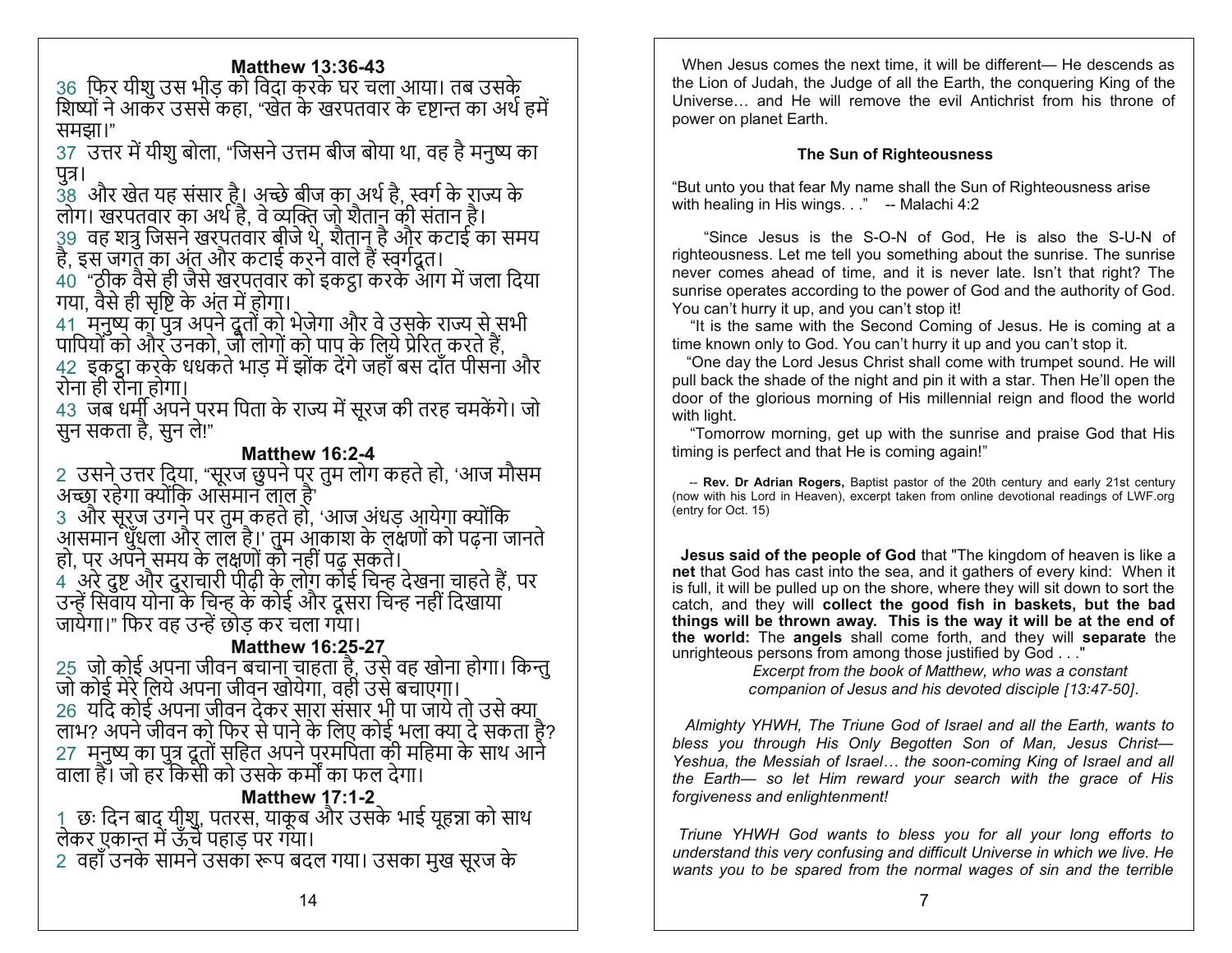**Matthew 13:36-43**

36 फिर यीशु उस भीड़ को विदा करके घर चला आया। तब उसके शिष्यों ने आकर उससे कहा, "खेत के खरपतवार के दृष्टान्त का अर्थ हमें समझा।"

37 उत्तर में यीशु बोला, "जिसने उत्तम बीज बोया था, वह है मनुष्य का पुत्र।

38 और खेत यह संसार है। अच्छे बीज का अर्थ है, स्वर्ग के राज्य के लोग। खरपतवार का अर्थ है, वे व्यक्ति जो शैतान की संतान है।

39 वह शत्रु जिसने खरपतवार बीजे थे, शैतान है और कटाई का समय है, इस जगत का अंत और कटाई करने वाले हैं स्वर्गदूत।

40 "ठीक वैसे ही जैसे खरपतवार को इकट्ठा करके आग में जला दिया गया, वैसे ही सृष्टि के अंत में होगा।

41 मनुष्य का पुत्र अपने दूतों को भेजेगा और वे उसके राज्य से सभी पापियों को और उनको, जो लोगों को पाप के लिये प्रेरित करते हैं,

42 इकट्ठा करके धधकते भाड़ में झोंक देंगे जहाँ बस दाँत पीसना और रोना ही रोना होगा।

43 जब धर्मी अपने परम पिता के राज्य में सूरज की तरह चमकेंगे। जो सुन सकता है, सुन ले!"

**Matthew 16:2-4**

2 उसने उत्तर दिया, "सूरज छुपने पर तुम लोग कहते हो, 'आज मौसम अच्छा रहेगा क्योंकि आसमान लाल है'

3 और सूरज उगने पर तुम कहते हो, 'आज अंधड़ आयेगा क्योंकि आसमान धुँधला और लाल है।' तुम आकाश के लक्षणों को पढ़ना जानते हो, पर अपने समय के लक्षणों को नहीं पढ़ सकते।

4 अरे दुष्ट और दुराचारी पीढ़ी के लोग कोई चिन्ह देखना चाहते हैं, पर उन्हें सिवाय योना के चिन्ह के कोई और दूसरा चिन्ह नहीं दिखाया जायेगा।" फिर वह उन्हें छोड़ कर चला गया।

**Matthew 16:25-27**

25 जो कोई अपना जीवन बचाना चाहता है, उसे वह खोना होगा। किन्तु जो कोई मेरे लिये अपना जीवन खोयेगा, वही उसे बचाएगा।

26 यदि कोई अपना जीवन देकर सारा संसार भी पा जाये तो उसे क्या लाभ? अपने जीवन को फिर से पाने के लिए कोई भला क्या दे सकता है?

27 मनुष्य का पुत्र दूतों सहित अपने परमपिता की महिमा के साथ आने वाला है। जो हर किसी को उसके कर्मों का फल देगा।

**Matthew 17:1-2**

1 छः दिन बाद यीशु, पतरस, याकूब और उसके भाई यूहन्ना को साथ लेकर एकान्त में ऊँचे पहाड़ पर गया।

2 वहाँ उनके सामने उसका रूप बदल गया। उसका मुख सूरज के

When Jesus comes the next time, it will be different— He descends as the Lion of Judah, the Judge of all the Earth, the conquering King of the Universe… and He will remove the evil Antichrist from his throne of power on planet Earth.

**The Sun of Righteousness**

"But unto you that fear My name shall the Sun of Righteousness arise with healing in His wings. . ." -- Malachi 4:2

"Since Jesus is the S-O-N of God, He is also the S-U-N of righteousness. Let me tell you something about the sunrise. The sunrise never comes ahead of time, and it is never late. Isn't that right? The sunrise operates according to the power of God and the authority of God. You can't hurry it up, and you can't stop it!

"It is the same with the Second Coming of Jesus. He is coming at a time known only to God. You can't hurry it up and you can't stop it.

"One day the Lord Jesus Christ shall come with trumpet sound. He will pull back the shade of the night and pin it with a star. Then He'll open the door of the glorious morning of His millennial reign and flood the world with light.

"Tomorrow morning, get up with the sunrise and praise God that His timing is perfect and that He is coming again!"

-- **Rev. Dr Adrian Rogers,** Baptist pastor of the 20th century and early 21st century (now with his Lord in Heaven), excerpt taken from online devotional readings of LWF.org (entry for Oct. 15)

**Jesus said of the people of God** that "The kingdom of heaven is like a **net** that God has cast into the sea, and it gathers of every kind: When it is full, it will be pulled up on the shore, where they will sit down to sort the catch, and they will **collect the good fish in baskets, but the bad things will be thrown away. This is the way it will be at the end of the world:** The **angels** shall come forth, and they will **separate** the unrighteous persons from among those justified by God . . ."

*Excerpt from the book of Matthew, who was a constant companion of Jesus and his devoted disciple [13:47-50].*

*Almighty YHWH, The Triune God of Israel and all the Earth, wants to bless you through His Only Begotten Son of Man, Jesus Christ— Yeshua, the Messiah of Israel… the soon-coming King of Israel and all the Earth— so let Him reward your search with the grace of His forgiveness and enlightenment!*

*Triune YHWH God wants to bless you for all your long efforts to understand this very confusing and difficult Universe in which we live. He wants you to be spared from the normal wages of sin and the terrible*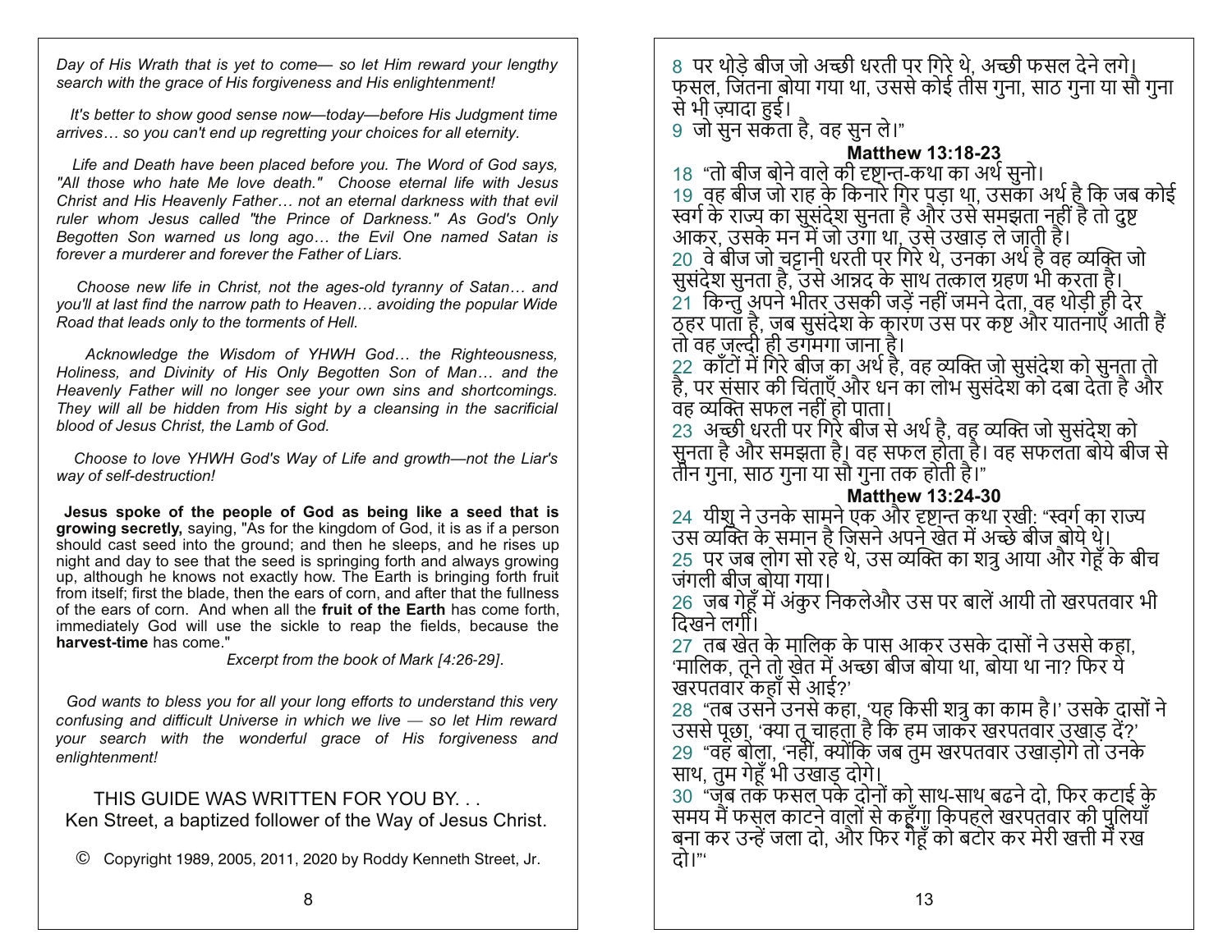*Day of His Wrath that is yet to come— so let Him reward your lengthy search with the grace of His forgiveness and His enlightenment!*

*It's better to show good sense now—today—before His Judgment time arrives… so you can't end up regretting your choices for all eternity.*

*Life and Death have been placed before you. The Word of God says, "All those who hate Me love death." Choose eternal life with Jesus Christ and His Heavenly Father… not an eternal darkness with that evil ruler whom Jesus called "the Prince of Darkness." As God's Only Begotten Son warned us long ago… the Evil One named Satan is forever a murderer and forever the Father of Liars.*

*Choose new life in Christ, not the ages-old tyranny of Satan… and you'll at last find the narrow path to Heaven… avoiding the popular Wide Road that leads only to the torments of Hell.*

*Acknowledge the Wisdom of YHWH God… the Righteousness, Holiness, and Divinity of His Only Begotten Son of Man… and the Heavenly Father will no longer see your own sins and shortcomings. They will all be hidden from His sight by a cleansing in the sacrificial blood of Jesus Christ, the Lamb of God.*

*Choose to love YHWH God's Way of Life and growth—not the Liar's way of self-destruction!*

**Jesus spoke of the people of God as being like a seed that is growing secretly,** saying, "As for the kingdom of God, it is as if a person should cast seed into the ground; and then he sleeps, and he rises up night and day to see that the seed is springing forth and always growing up, although he knows not exactly how. The Earth is bringing forth fruit from itself; first the blade, then the ears of corn, and after that the fullness of the ears of corn. And when all the **fruit of the Earth** has come forth, immediately God will use the sickle to reap the fields, because the **harvest-time** has come."

*Excerpt from the book of Mark [4:26-29].*

*God wants to bless you for all your long efforts to understand this very confusing and difficult Universe in which we live — so let Him reward your search with the wonderful grace of His forgiveness and enlightenment!*

THIS GUIDE WAS WRITTEN FOR YOU BY. . .
Ken Street, a baptized follower of the Way of Jesus Christ.

© Copyright 1989, 2005, 2011, 2020 by Roddy Kenneth Street, Jr.

8 पर थोड़े बीज जो अच्छी धरती पर गिरे थे, अच्छी फसल देने लगे। फसल, जितना बोया गया था, उससे कोई तीस गुना, साठ गुना या सौ गुना से भी ज़्यादा हुई।
9 जो सुन सकता है, वह सुन ले।"

**Matthew 13:18-23**

18 "तो बीज बोने वाले की दृष्टान्त-कथा का अर्थ सुनो।
19 वह बीज जो राह के किनारे गिर पड़ा था, उसका अर्थ है कि जब कोई स्वर्ग के राज्य का सुसंदेश सुनता है और उसे समझता नहीं है तो दुष्ट आकर, उसके मन में जो उगा था, उसे उखाड़ ले जाती है।
20 वे बीज जो चट्टानी धरती पर गिरे थे, उनका अर्थ है वह व्यक्ति जो सुसंदेश सुनता है, उसे आन्नद के साथ तत्काल ग्रहण भी करता है।
21 किन्तु अपने भीतर उसकी जड़ें नहीं जमने देता, वह थोड़ी ही देर ठहर पाता है, जब सुसंदेश के कारण उस पर कष्ट और यातनाएँ आती हैं तो वह जल्दी ही डगमगा जाता है।
22 काँटों में गिरे बीज का अर्थ है, वह व्यक्ति जो सुसंदेश को सुनता तो है, पर संसार की चिंताएँ और धन का लोभ सुसंदेश को दबा देता है और वह व्यक्ति सफल नहीं हो पाता।
23 अच्छी धरती पर गिरे बीज से अर्थ है, वह व्यक्ति जो सुसंदेश को सुनता है और समझता है। वह सफल होता है। वह सफलता बोये बीज से तीन गुना, साठ गुना या सौ गुना तक होती है।"

**Matthew 13:24-30**

24 यीशु ने उनके सामने एक और दृष्टान्त कथा रखी: "स्वर्ग का राज्य उस व्यक्ति के समान है जिसने अपने खेत में अच्छे बीज बोये थे।
25 पर जब लोग सो रहे थे, उस व्यक्ति का शत्रु आया और गेहूँ के बीच जंगली बीज बोया गया।
26 जब गेहूँ में अंकुर निकलेऔर उस पर बालें आयी तो खरपतवार भी दिखने लगी।
27 तब खेत के मालिक के पास आकर उसके दासों ने उससे कहा, 'मालिक, तूने तो खेत में अच्छा बीज बोया था, बोया था ना? फिर ये खरपतवार कहाँ से आई?'
28 "तब उसने उनसे कहा, 'यह किसी शत्रु का काम है।' उसके दासों ने उससे पूछा, 'क्या तू चाहता है कि हम जाकर खरपतवार उखाड़ दें?'
29 "वह बोला, 'नहीं, क्योंकि जब तुम खरपतवार उखाड़ोगे तो उनके साथ, तुम गेहूँ भी उखाड़ दोगे।
30 "जब तक फसल पके दोनों को साथ-साथ बढने दो, फिर कटाई के समय मैं फसल काटने वालों से कहूँगा किपहले खरपतवार की पुलियाँ बना कर उन्हें जला दो, और फिर गेहूँ को बटोर कर मेरी खत्ती में रख दो।"'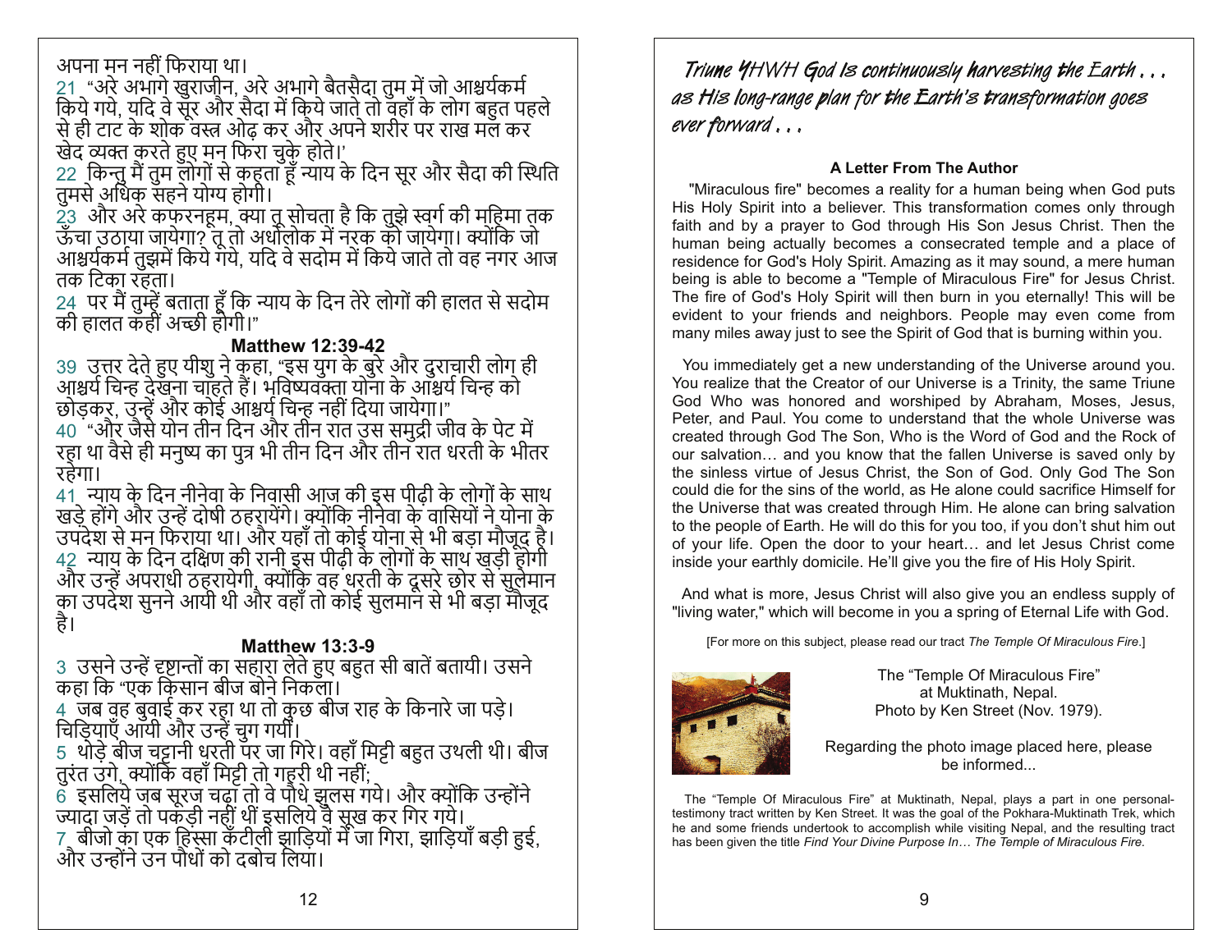अपना मन नहीं फिराया था।

21 "अरे अभागे खुराजीन, अरे अभागे बैतसैदा तुम में जो आश्चर्यकर्म किये गये, यदि वे सूर और सैदा में किये जाते तो वहाँ के लोग बहुत पहले से ही टाट के शोक वस्त्र ओढ़ कर और अपने शरीर पर राख मल कर खेद व्यक्त करते हुए मन फिरा चुके होते।'

22 किन्तु मैं तुम लोगों से कहता हूँ न्याय के दिन सूर और सैदा की स्थिति तुमसे अधिक सहने योग्य होगी।

23 और अरे कफरनहूम, क्या तू सोचता है कि तुझे स्वर्ग की महिमा तक ऊँचा उठाया जायेगा? तू तो अधोलोक में नरक को जायेगा। क्योंकि जो आश्चर्यकर्म तुझमें किये गये, यदि वे सदोम में किये जाते तो वह नगर आज तक टिका रहता।

24 पर मैं तुम्हें बताता हूँ कि न्याय के दिन तेरे लोगों की हालत से सदोम की हालत कहीं अच्छी होगी।"

**Matthew 12:39-42**

39 उत्तर देते हुए यीशु ने कहा, "इस युग के बुरे और दुराचारी लोग ही आश्चर्य चिन्ह देखना चाहते हैं। भविष्यवक्ता योना के आश्चर्य चिन्ह को छोड़कर, उन्हें और कोई आश्चर्य चिन्ह नहीं दिया जायेगा।"

40 "और जैसे योन तीन दिन और तीन रात उस समुद्री जीव के पेट में रहा था वैसे ही मनुष्य का पुत्र भी तीन दिन और तीन रात धरती के भीतर रहेगा।

41 न्याय के दिन नीनेवा के निवासी आज की इस पीढ़ी के लोगों के साथ खड़े होंगे और उन्हें दोषी ठहरायेंगे। क्योंकि नीनेवा के वासियों ने योना के उपदेश से मन फिराया था। और यहाँ तो कोई योना से भी बड़ा मौजूद है।

42 न्याय के दिन दक्षिण की रानी इस पीढ़ी के लोगों के साथ खड़ी होगी और उन्हें अपराधी ठहरायेगी, क्योंकि वह धरती के दूसरे छोर से सुलेमान का उपदेश सुनने आयी थी और वहाँ तो कोई सुलमान से भी बड़ा मौजूद है।

**Matthew 13:3-9**

3 उसने उन्हें दृष्टान्तों का सहारा लेते हुए बहुत सी बातें बतायी। उसने कहा कि "एक किसान बीज बोने निकला।

4 जब वह बुवाई कर रहा था तो कुछ बीज राह के किनारे जा पड़े। चिड़ियाँ आयी और उन्हें चुग गयीं।

5 थोड़े बीज चट्टानी धरती पर जा गिरे। वहाँ मिट्टी बहुत उथली थी। बीज तुरंत उगे, क्योंकि वहाँ मिट्टी तो गहरी थी नहीं;

6 इसलिये जब सूरज चढ़ा तो वे पौधे झुलस गये। और क्योंकि उन्होंने ज्यादा जड़ें तो पकड़ी नहीं थीं इसलिये वे सूख कर गिर गये।

7 बीजो का एक हिस्सा कँटीली झाड़ियों में जा गिरा, झाड़ियाँ बड़ी हुई, और उन्होंने उन पौधों को दबोच लिया।

*Triune YHWH God Is continuously harvesting the Earth . . . as His long-range plan for the Earth's transformation goes ever forward . . .*

**A Letter From The Author**

"Miraculous fire" becomes a reality for a human being when God puts His Holy Spirit into a believer. This transformation comes only through faith and by a prayer to God through His Son Jesus Christ. Then the human being actually becomes a consecrated temple and a place of residence for God's Holy Spirit. Amazing as it may sound, a mere human being is able to become a "Temple of Miraculous Fire" for Jesus Christ. The fire of God's Holy Spirit will then burn in you eternally! This will be evident to your friends and neighbors. People may even come from many miles away just to see the Spirit of God that is burning within you.

You immediately get a new understanding of the Universe around you. You realize that the Creator of our Universe is a Trinity, the same Triune God Who was honored and worshiped by Abraham, Moses, Jesus, Peter, and Paul. You come to understand that the whole Universe was created through God The Son, Who is the Word of God and the Rock of our salvation… and you know that the fallen Universe is saved only by the sinless virtue of Jesus Christ, the Son of God. Only God The Son could die for the sins of the world, as He alone could sacrifice Himself for the Universe that was created through Him. He alone can bring salvation to the people of Earth. He will do this for you too, if you don't shut him out of your life. Open the door to your heart… and let Jesus Christ come inside your earthly domicile. He'll give you the fire of His Holy Spirit.

And what is more, Jesus Christ will also give you an endless supply of "living water," which will become in you a spring of Eternal Life with God.

[For more on this subject, please read our tract *The Temple Of Miraculous Fire*.]

The "Temple Of Miraculous Fire" at Muktinath, Nepal. Photo by Ken Street (Nov. 1979).

Regarding the photo image placed here, please be informed...

The "Temple Of Miraculous Fire" at Muktinath, Nepal, plays a part in one personal-testimony tract written by Ken Street. It was the goal of the Pokhara-Muktinath Trek, which he and some friends undertook to accomplish while visiting Nepal, and the resulting tract has been given the title *Find Your Divine Purpose In… The Temple of Miraculous Fire.*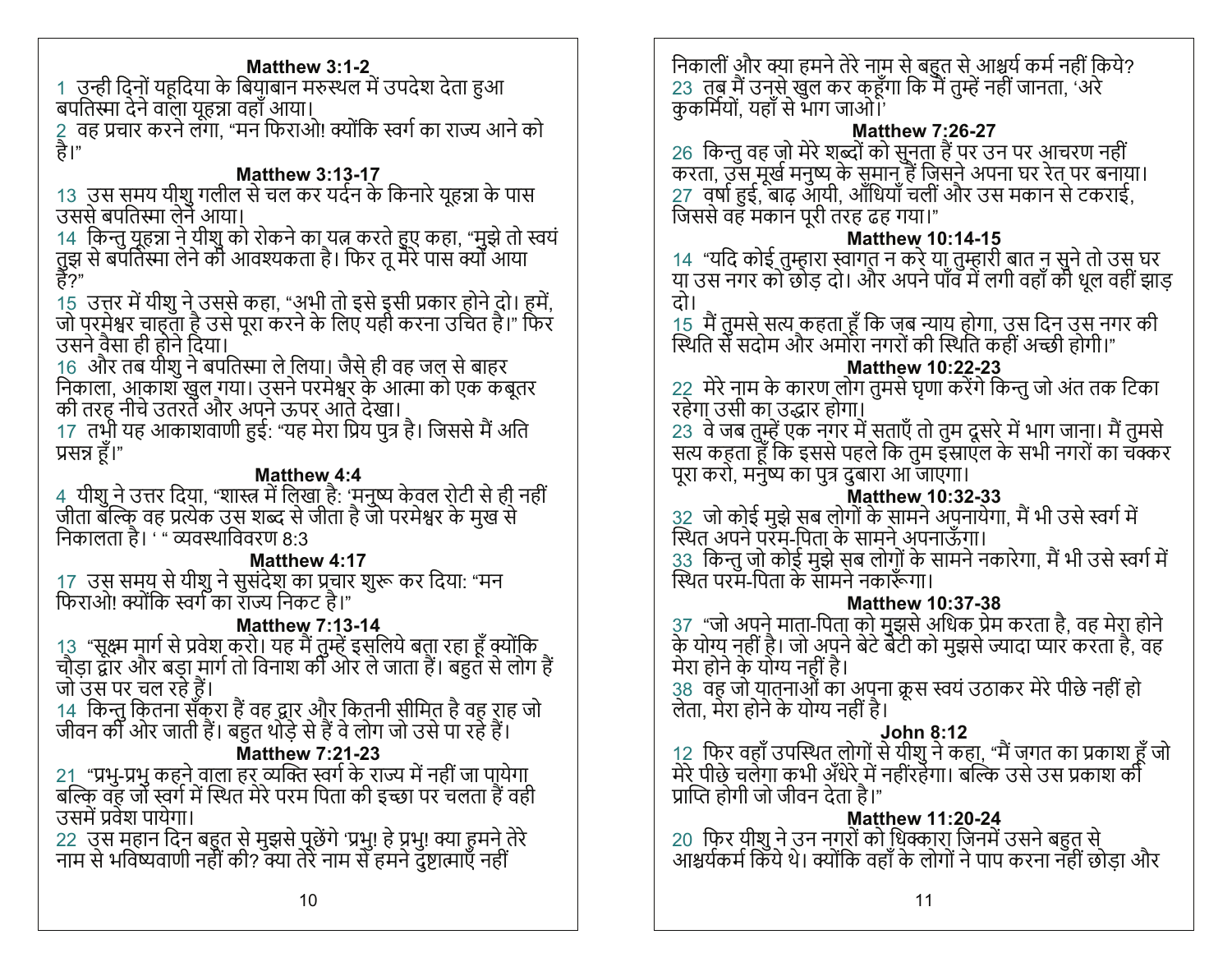### Matthew 3:1-2

1 उन्ही दिनों यहूदिया के बियाबान मरुस्थल में उपदेश देता हुआ बपतिस्मा देने वाला यूहन्ना वहाँ आया।
2 वह प्रचार करने लगा, "मन फिराओ! क्योंकि स्वर्ग का राज्य आने को है।"

### Matthew 3:13-17

13 उस समय यीशु गलील से चल कर यर्दन के किनारे यूहन्ना के पास उससे बपतिस्मा लेने आया।
14 किन्तु यूहन्ना ने यीशु को रोकने का यत्न करते हुए कहा, "मुझे तो स्वयं तुझ से बपतिस्मा लेने की आवश्यकता है। फिर तू मेरे पास क्यों आया है?"
15 उत्तर में यीशु ने उससे कहा, "अभी तो इसे इसी प्रकार होने दो। हमें, जो परमेश्वर चाहता है उसे पूरा करने के लिए यही करना उचित है।" फिर उसने वैसा ही होने दिया।
16 और तब यीशु ने बपतिस्मा ले लिया। जैसे ही वह जल से बाहर निकाला, आकाश खुल गया। उसने परमेश्वर के आत्मा को एक कबूतर की तरह नीचे उतरते और अपने ऊपर आते देखा।
17 तभी यह आकाशवाणी हुई: "यह मेरा प्रिय पुत्र है। जिससे मैं अति प्रसन्न हूँ।"

### Matthew 4:4

4 यीशु ने उत्तर दिया, "शास्त्र में लिखा है: 'मनुष्य केवल रोटी से ही नहीं जीता बल्कि वह प्रत्येक उस शब्द से जीता है जो परमेश्वर के मुख से निकालता है।' " व्यवस्थाविवरण 8:3

### Matthew 4:17

17 उस समय से यीशु ने सुसंदेश का प्रचार शुरू कर दिया: "मन फिराओ! क्योंकि स्वर्ग का राज्य निकट है।"

### Matthew 7:13-14

13 "सूक्ष्म मार्ग से प्रवेश करो। यह मैं तुम्हें इसलिये बता रहा हूँ क्योंकि चौड़ा द्वार और बड़ा मार्ग तो विनाश की ओर ले जाता हैं। बहुत से लोग हैं जो उस पर चल रहे हैं।
14 किन्तु कितना सँकरा हैं वह द्वार और कितनी सीमित है वह राह जो जीवन की ओर जाती हैं। बहुत थोड़े से हैं वे लोग जो उसे पा रहे हैं।

### Matthew 7:21-23

21 "प्रभु-प्रभु कहने वाला हर व्यक्ति स्वर्ग के राज्य में नहीं जा पायेगा बल्कि वह जो स्वर्ग में स्थित मेरे परम पिता की इच्छा पर चलता हैं वही उसमें प्रवेश पायेगा।
22 उस महान दिन बहुत से मुझसे पूछेंगे 'प्रभु! हे प्रभु! क्या हमने तेरे नाम से भविष्यवाणी नहीं की? क्या तेरे नाम से हमने दुष्टात्माएँ नहीं निकालीं और क्या हमने तेरे नाम से बहुत से आश्चर्य कर्म नहीं किये?
23 तब मैं उनसे खुल कर कहूँगा कि मैं तुम्हें नहीं जानता, 'अरे कुकर्मियों, यहाँ से भाग जाओ।'

### Matthew 7:26-27

26 किन्तु वह जो मेरे शब्दों को सुनता हैं पर उन पर आचरण नहीं करता, उस मूर्ख मनुष्य के समान हैं जिसने अपना घर रेत पर बनाया।
27 वर्षा हुई, बाढ़ आयी, आँधियाँ चलीं और उस मकान से टकराई, जिससे वह मकान पूरी तरह ढह गया।"

### Matthew 10:14-15

14 "यदि कोई तुम्हारा स्वागत न करे या तुम्हारी बात न सुने तो उस घर या उस नगर को छोड़ दो। और अपने पाँव में लगी वहाँ की धूल वहीं झाड़ दो।
15 मैं तुमसे सत्य कहता हूँ कि जब न्याय होगा, उस दिन उस नगर की स्थिति से सदोम और अमोरा नगरों की स्थिति कहीं अच्छी होगी।"

### Matthew 10:22-23

22 मेरे नाम के कारण लोग तुमसे घृणा करेंगे किन्तु जो अंत तक टिका रहेगा उसी का उद्धार होगा।
23 वे जब तुम्हें एक नगर में सताएँ तो तुम दूसरे में भाग जाना। मैं तुमसे सत्य कहता हूँ कि इससे पहले कि तुम इस्राएल के सभी नगरों का चक्कर पूरा करो, मनुष्य का पुत्र दुबारा आ जाएगा।

### Matthew 10:32-33

32 जो कोई मुझे सब लोगों के सामने अपनायेगा, मैं भी उसे स्वर्ग में स्थित अपने परम-पिता के सामने अपनाऊँगा।
33 किन्तु जो कोई मुझे सब लोगों के सामने नकारेगा, मैं भी उसे स्वर्ग में स्थित परम-पिता के सामने नकारूँगा।

### Matthew 10:37-38

37 "जो अपने माता-पिता को मुझसे अधिक प्रेम करता है, वह मेरा होने के योग्य नहीं है। जो अपने बेटे बेटी को मुझसे ज्यादा प्यार करता है, वह मेरा होने के योग्य नहीं है।
38 वह जो यातनाओं का अपना क्रूस स्वयं उठाकर मेरे पीछे नहीं हो लेता, मेरा होने के योग्य नहीं है।

### John 8:12

12 फिर वहाँ उपस्थित लोगों से यीशु ने कहा, "मैं जगत का प्रकाश हूँ जो मेरे पीछे चलेगा कभी अँधेरे में नहींरहेगा। बल्कि उसे उस प्रकाश की प्राप्ति होगी जो जीवन देता है।"

### Matthew 11:20-24

20 फिर यीशु ने उन नगरों को धिक्कारा जिनमें उसने बहुत से आश्चर्यकर्म किये थे। क्योंकि वहाँ के लोगों ने पाप करना नहीं छोड़ा और